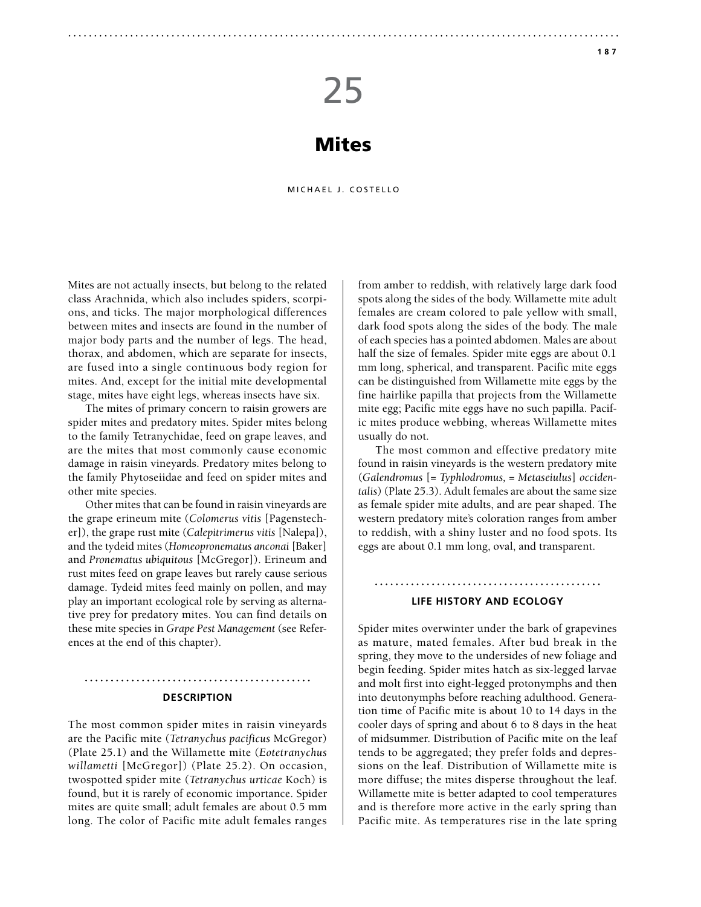# 25

# Mites

MICHAEL J. COSTELLO

Mites are not actually insects, but belong to the related class Arachnida, which also includes spiders, scorpions, and ticks. The major morphological differences between mites and insects are found in the number of major body parts and the number of legs. The head, thorax, and abdomen, which are separate for insects, are fused into a single continuous body region for mites. And, except for the initial mite developmental stage, mites have eight legs, whereas insects have six.

The mites of primary concern to raisin growers are spider mites and predatory mites. Spider mites belong to the family Tetranychidae, feed on grape leaves, and are the mites that most commonly cause economic damage in raisin vineyards. Predatory mites belong to the family Phytoseiidae and feed on spider mites and other mite species.

Other mites that can be found in raisin vineyards are the grape erineum mite (*Colomerus vitis* [Pagenstecher]), the grape rust mite (*Calepitrimerus vitis* [Nalepa]), and the tydeid mites (*Homeopronematus anconai* [Baker] and *Pronematus ubiquitous* [McGregor]). Erineum and rust mites feed on grape leaves but rarely cause serious damage. Tydeid mites feed mainly on pollen, and may play an important ecological role by serving as alternative prey for predatory mites. You can find details on these mite species in *Grape Pest Management* (see References at the end of this chapter).

## DESCRIPTION

The most common spider mites in raisin vineyards are the Pacific mite (*Tetranychus pacificus* McGregor) (Plate 25.1) and the Willamette mite (*Eotetranychus willametti* [McGregor]) (Plate 25.2). On occasion, twospotted spider mite (*Tetranychus urticae* Koch) is found, but it is rarely of economic importance. Spider mites are quite small; adult females are about 0.5 mm long. The color of Pacific mite adult females ranges from amber to reddish, with relatively large dark food spots along the sides of the body. Willamette mite adult females are cream colored to pale yellow with small, dark food spots along the sides of the body. The male of each species has a pointed abdomen. Males are about half the size of females. Spider mite eggs are about 0.1 mm long, spherical, and transparent. Pacific mite eggs can be distinguished from Willamette mite eggs by the fine hairlike papilla that projects from the Willamette mite egg; Pacific mite eggs have no such papilla. Pacific mites produce webbing, whereas Willamette mites usually do not.

The most common and effective predatory mite found in raisin vineyards is the western predatory mite (*Galendromus* [= *Typhlodromus,* = *Metaseiulus*] *occidentalis*) (Plate 25.3). Adult females are about the same size as female spider mite adults, and are pear shaped. The western predatory mite's coloration ranges from amber to reddish, with a shiny luster and no food spots. Its eggs are about 0.1 mm long, oval, and transparent.

## LIFE HISTORY AND ECOLOGY

Spider mites overwinter under the bark of grapevines as mature, mated females. After bud break in the spring, they move to the undersides of new foliage and begin feeding. Spider mites hatch as six-legged larvae and molt first into eight-legged protonymphs and then into deutonymphs before reaching adulthood. Generation time of Pacific mite is about 10 to 14 days in the cooler days of spring and about 6 to 8 days in the heat of midsummer. Distribution of Pacific mite on the leaf tends to be aggregated; they prefer folds and depressions on the leaf. Distribution of Willamette mite is more diffuse; the mites disperse throughout the leaf. Willamette mite is better adapted to cool temperatures and is therefore more active in the early spring than Pacific mite. As temperatures rise in the late spring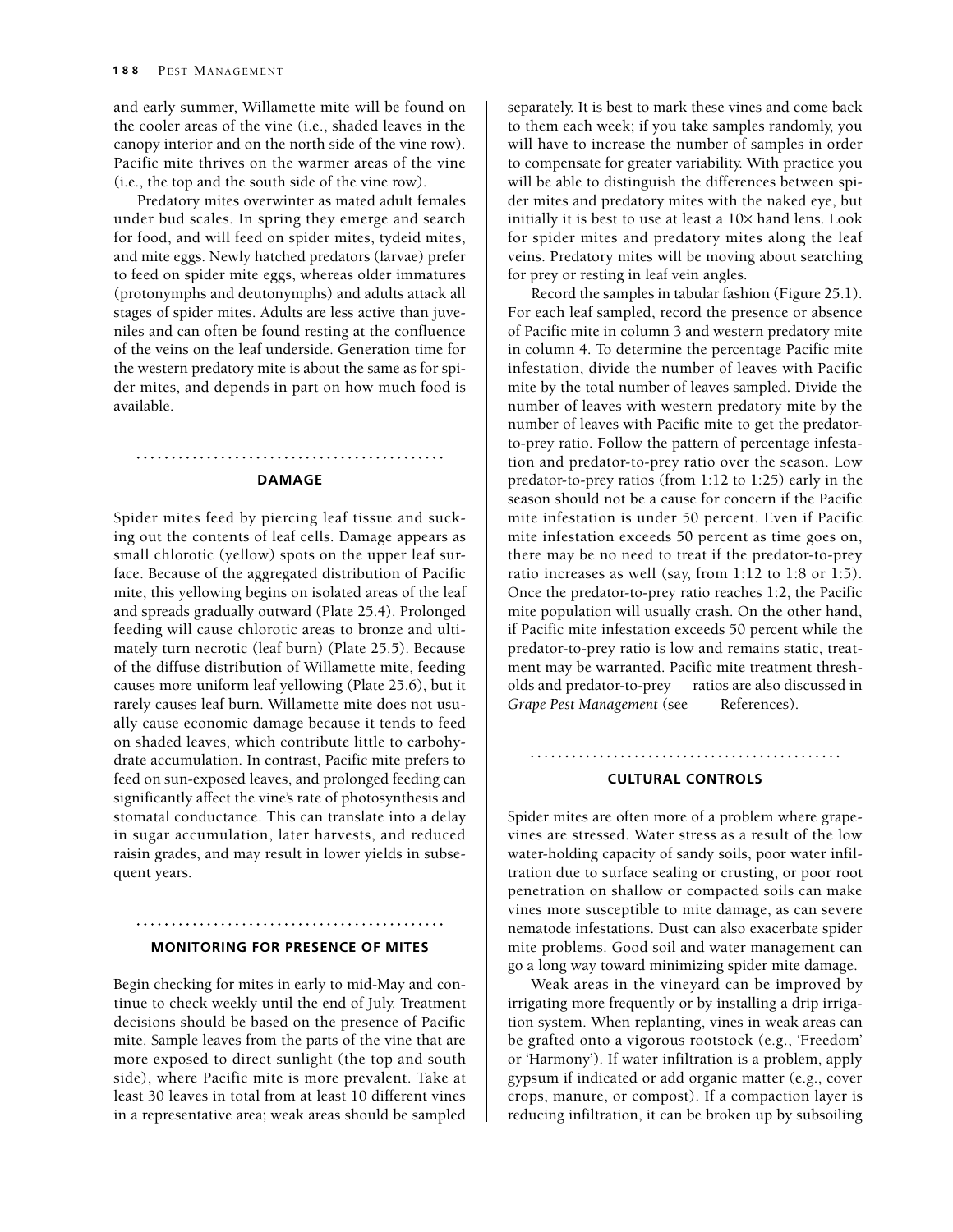and early summer, Willamette mite will be found on the cooler areas of the vine (i.e., shaded leaves in the canopy interior and on the north side of the vine row). Pacific mite thrives on the warmer areas of the vine (i.e., the top and the south side of the vine row).

Predatory mites overwinter as mated adult females under bud scales. In spring they emerge and search for food, and will feed on spider mites, tydeid mites, and mite eggs. Newly hatched predators (larvae) prefer to feed on spider mite eggs, whereas older immatures (protonymphs and deutonymphs) and adults attack all stages of spider mites. Adults are less active than juveniles and can often be found resting at the confluence of the veins on the leaf underside. Generation time for the western predatory mite is about the same as for spider mites, and depends in part on how much food is available.

## DAMAGE

Spider mites feed by piercing leaf tissue and sucking out the contents of leaf cells. Damage appears as small chlorotic (yellow) spots on the upper leaf surface. Because of the aggregated distribution of Pacific mite, this yellowing begins on isolated areas of the leaf and spreads gradually outward (Plate 25.4). Prolonged feeding will cause chlorotic areas to bronze and ultimately turn necrotic (leaf burn) (Plate 25.5). Because of the diffuse distribution of Willamette mite, feeding causes more uniform leaf yellowing (Plate 25.6), but it rarely causes leaf burn. Willamette mite does not usually cause economic damage because it tends to feed on shaded leaves, which contribute little to carbohydrate accumulation. In contrast, Pacific mite prefers to feed on sun-exposed leaves, and prolonged feeding can significantly affect the vine's rate of photosynthesis and stomatal conductance. This can translate into a delay in sugar accumulation, later harvests, and reduced raisin grades, and may result in lower yields in subsequent years.

## MONITORING FOR PRESENCE OF MITES

Begin checking for mites in early to mid-May and continue to check weekly until the end of July. Treatment decisions should be based on the presence of Pacific mite. Sample leaves from the parts of the vine that are more exposed to direct sunlight (the top and south side), where Pacific mite is more prevalent. Take at least 30 leaves in total from at least 10 different vines in a representative area; weak areas should be sampled separately. It is best to mark these vines and come back to them each week; if you take samples randomly, you will have to increase the number of samples in order to compensate for greater variability. With practice you will be able to distinguish the differences between spider mites and predatory mites with the naked eye, but initially it is best to use at least a 10× hand lens. Look for spider mites and predatory mites along the leaf veins. Predatory mites will be moving about searching for prey or resting in leaf vein angles.

Record the samples in tabular fashion (Figure 25.1). For each leaf sampled, record the presence or absence of Pacific mite in column 3 and western predatory mite in column 4. To determine the percentage Pacific mite infestation, divide the number of leaves with Pacific mite by the total number of leaves sampled. Divide the number of leaves with western predatory mite by the number of leaves with Pacific mite to get the predator-to-prey ratio. Follow the pattern of percentage infestation and predator-to-prey ratio over the season. Low predator-to-prey ratios (from 1:12 to 1:25) early in the season should not be a cause for concern if the Pacific mite infestation is under 50 percent. Even if Pacific mite infestation exceeds 50 percent as time goes on, there may be no need to treat if the predator-to-prey ratio increases as well (say, from 1:12 to 1:8 or 1:5). Once the predator-to-prey ratio reaches 1:2, the Pacific mite population will usually crash. On the other hand, if Pacific mite infestation exceeds 50 percent while the predator-to-prey ratio is low and remains static, treatment may be warranted. Pacific mite treatment thresholds and predator-to-prey ratios are also discussed in *Grape Pest Management* (see References).

## CULTURAL CONTROLS

Spider mites are often more of a problem where grapevines are stressed. Water stress as a result of the low water-holding capacity of sandy soils, poor water infiltration due to surface sealing or crusting, or poor root penetration on shallow or compacted soils can make vines more susceptible to mite damage, as can severe nematode infestations. Dust can also exacerbate spider mite problems. Good soil and water management can go a long way toward minimizing spider mite damage.

Weak areas in the vineyard can be improved by irrigating more frequently or by installing a drip irrigation system. When replanting, vines in weak areas can be grafted onto a vigorous rootstock (e.g., 'Freedom' or 'Harmony'). If water infiltration is a problem, apply gypsum if indicated or add organic matter (e.g., cover crops, manure, or compost). If a compaction layer is reducing infiltration, it can be broken up by subsoiling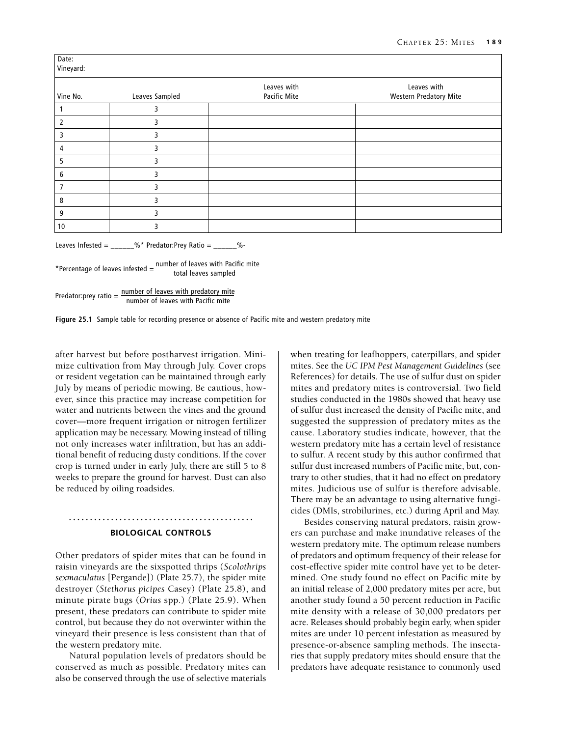| Date:<br>Vineyard: | | | |
|---|---|---|---|
| Vine No. | Leaves Sampled | Leaves with Pacific Mite | Leaves with Western Predatory Mite |
| 1 | 3 | | |
| 2 | 3 | | |
| 3 | 3 | | |
| 4 | 3 | | |
| 5 | 3 | | |
| 6 | 3 | | |
| 7 | 3 | | |
| 8 | 3 | | |
| 9 | 3 | | |
| 10 | 3 | | |

Leaves Infested = ______%* Predator:Prey Ratio = ______%-

$$\text{*Percentage of leaves infested} = \frac{\text{number of leaves with Pacific mite}}{\text{total leaves sampled}}$$

$$\text{Predator:prey ratio} = \frac{\text{number of leaves with predatory mite}}{\text{number of leaves with Pacific mite}}$$

**Figure 25.1** Sample table for recording presence or absence of Pacific mite and western predatory mite

after harvest but before postharvest irrigation. Minimize cultivation from May through July. Cover crops or resident vegetation can be maintained through early July by means of periodic mowing. Be cautious, however, since this practice may increase competition for water and nutrients between the vines and the ground cover—more frequent irrigation or nitrogen fertilizer application may be necessary. Mowing instead of tilling not only increases water infiltration, but has an additional benefit of reducing dusty conditions. If the cover crop is turned under in early July, there are still 5 to 8 weeks to prepare the ground for harvest. Dust can also be reduced by oiling roadsides.

## BIOLOGICAL CONTROLS

Other predators of spider mites that can be found in raisin vineyards are the sixspotted thrips (*Scolothrips sexmaculatus* [Pergande]) (Plate 25.7), the spider mite destroyer (*Stethorus picipes* Casey) (Plate 25.8), and minute pirate bugs (*Orius* spp.) (Plate 25.9). When present, these predators can contribute to spider mite control, but because they do not overwinter within the vineyard their presence is less consistent than that of the western predatory mite.

Natural population levels of predators should be conserved as much as possible. Predatory mites can also be conserved through the use of selective materials when treating for leafhoppers, caterpillars, and spider mites. See the *UC IPM Pest Management Guidelines* (see References) for details. The use of sulfur dust on spider mites and predatory mites is controversial. Two field studies conducted in the 1980s showed that heavy use of sulfur dust increased the density of Pacific mite, and suggested the suppression of predatory mites as the cause. Laboratory studies indicate, however, that the western predatory mite has a certain level of resistance to sulfur. A recent study by this author confirmed that sulfur dust increased numbers of Pacific mite, but, contrary to other studies, that it had no effect on predatory mites. Judicious use of sulfur is therefore advisable. There may be an advantage to using alternative fungicides (DMIs, strobilurines, etc.) during April and May.

Besides conserving natural predators, raisin growers can purchase and make inundative releases of the western predatory mite. The optimum release numbers of predators and optimum frequency of their release for cost-effective spider mite control have yet to be determined. One study found no effect on Pacific mite by an initial release of 2,000 predatory mites per acre, but another study found a 50 percent reduction in Pacific mite density with a release of 30,000 predators per acre. Releases should probably begin early, when spider mites are under 10 percent infestation as measured by presence-or-absence sampling methods. The insectaries that supply predatory mites should ensure that the predators have adequate resistance to commonly used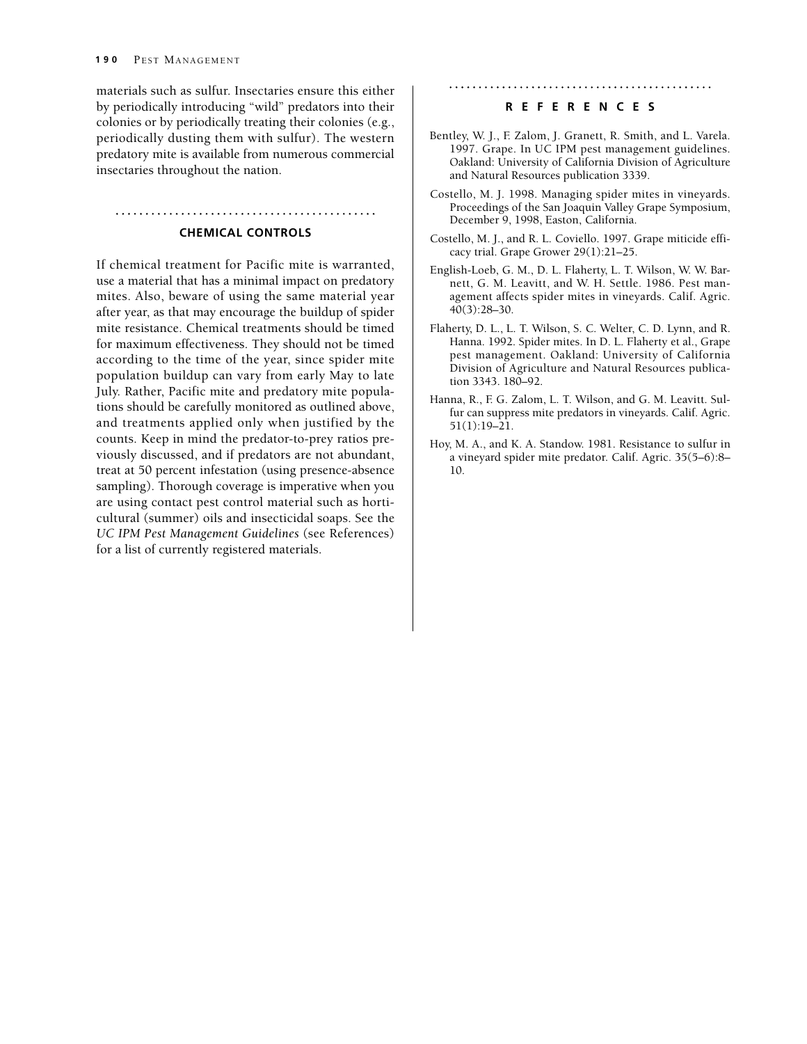materials such as sulfur. Insectaries ensure this either by periodically introducing "wild" predators into their colonies or by periodically treating their colonies (e.g., periodically dusting them with sulfur). The western predatory mite is available from numerous commercial insectaries throughout the nation.

## CHEMICAL CONTROLS

If chemical treatment for Pacific mite is warranted, use a material that has a minimal impact on predatory mites. Also, beware of using the same material year after year, as that may encourage the buildup of spider mite resistance. Chemical treatments should be timed for maximum effectiveness. They should not be timed according to the time of the year, since spider mite population buildup can vary from early May to late July. Rather, Pacific mite and predatory mite populations should be carefully monitored as outlined above, and treatments applied only when justified by the counts. Keep in mind the predator-to-prey ratios previously discussed, and if predators are not abundant, treat at 50 percent infestation (using presence-absence sampling). Thorough coverage is imperative when you are using contact pest control material such as horticultural (summer) oils and insecticidal soaps. See the *UC IPM Pest Management Guidelines* (see References) for a list of currently registered materials.

## REFERENCES

Bentley, W. J., F. Zalom, J. Granett, R. Smith, and L. Varela. 1997. Grape. In UC IPM pest management guidelines. Oakland: University of California Division of Agriculture and Natural Resources publication 3339.

Costello, M. J. 1998. Managing spider mites in vineyards. Proceedings of the San Joaquin Valley Grape Symposium, December 9, 1998, Easton, California.

Costello, M. J., and R. L. Coviello. 1997. Grape miticide efficacy trial. Grape Grower 29(1):21–25.

English-Loeb, G. M., D. L. Flaherty, L. T. Wilson, W. W. Barnett, G. M. Leavitt, and W. H. Settle. 1986. Pest management affects spider mites in vineyards. Calif. Agric. 40(3):28–30.

Flaherty, D. L., L. T. Wilson, S. C. Welter, C. D. Lynn, and R. Hanna. 1992. Spider mites. In D. L. Flaherty et al., Grape pest management. Oakland: University of California Division of Agriculture and Natural Resources publication 3343. 180–92.

Hanna, R., F. G. Zalom, L. T. Wilson, and G. M. Leavitt. Sulfur can suppress mite predators in vineyards. Calif. Agric. 51(1):19–21.

Hoy, M. A., and K. A. Standow. 1981. Resistance to sulfur in a vineyard spider mite predator. Calif. Agric. 35(5–6):8–10.